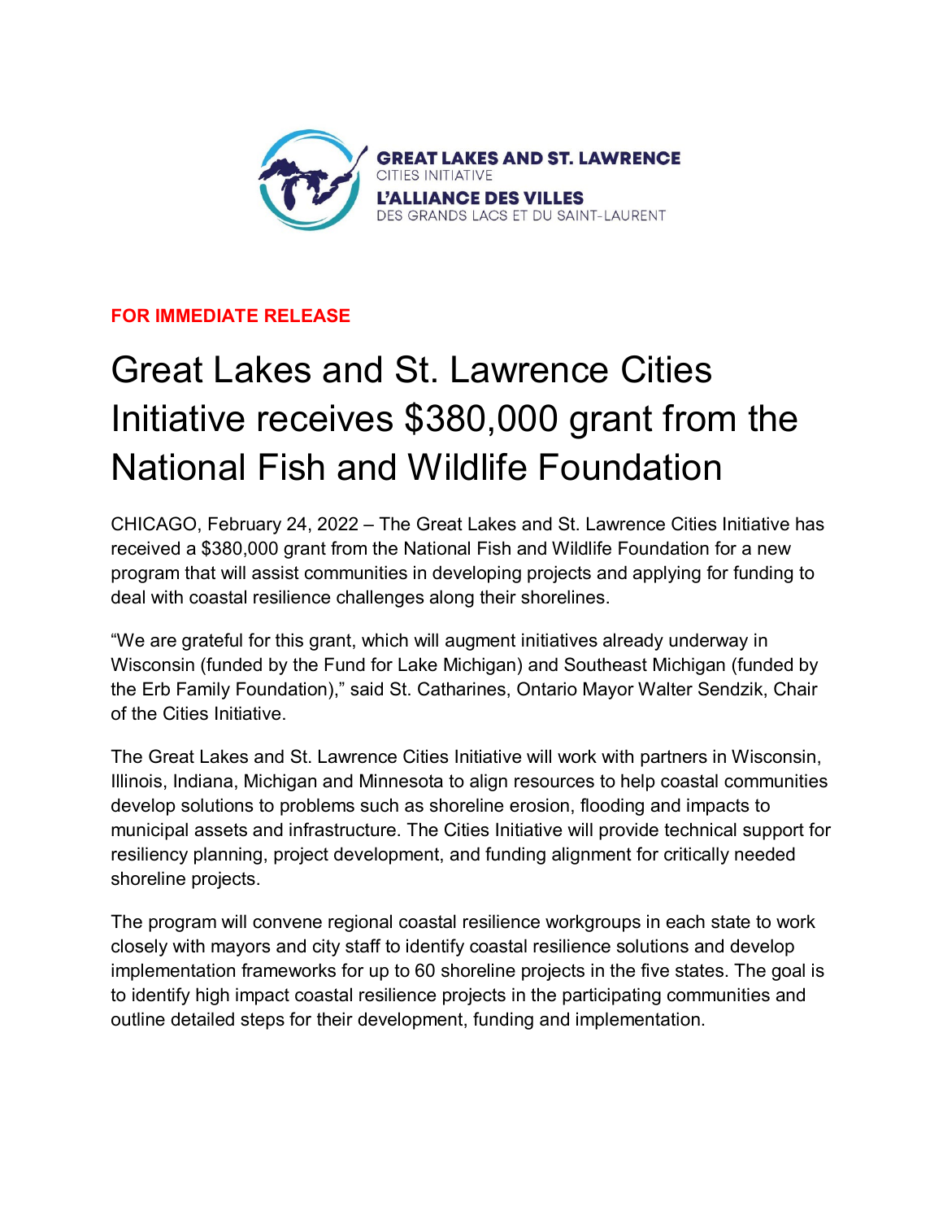GREAT LAKES AND ST. LAWRENCE
CITIES INITIATIVE
L'ALLIANCE DES VILLES
DES GRANDS LACS ET DU SAINT-LAURENT

**FOR IMMEDIATE RELEASE**

# Great Lakes and St. Lawrence Cities Initiative receives $380,000 grant from the National Fish and Wildlife Foundation

CHICAGO, February 24, 2022 – The Great Lakes and St. Lawrence Cities Initiative has received a $380,000 grant from the National Fish and Wildlife Foundation for a new program that will assist communities in developing projects and applying for funding to deal with coastal resilience challenges along their shorelines.

"We are grateful for this grant, which will augment initiatives already underway in Wisconsin (funded by the Fund for Lake Michigan) and Southeast Michigan (funded by the Erb Family Foundation)," said St. Catharines, Ontario Mayor Walter Sendzik, Chair of the Cities Initiative.

The Great Lakes and St. Lawrence Cities Initiative will work with partners in Wisconsin, Illinois, Indiana, Michigan and Minnesota to align resources to help coastal communities develop solutions to problems such as shoreline erosion, flooding and impacts to municipal assets and infrastructure. The Cities Initiative will provide technical support for resiliency planning, project development, and funding alignment for critically needed shoreline projects.

The program will convene regional coastal resilience workgroups in each state to work closely with mayors and city staff to identify coastal resilience solutions and develop implementation frameworks for up to 60 shoreline projects in the five states. The goal is to identify high impact coastal resilience projects in the participating communities and outline detailed steps for their development, funding and implementation.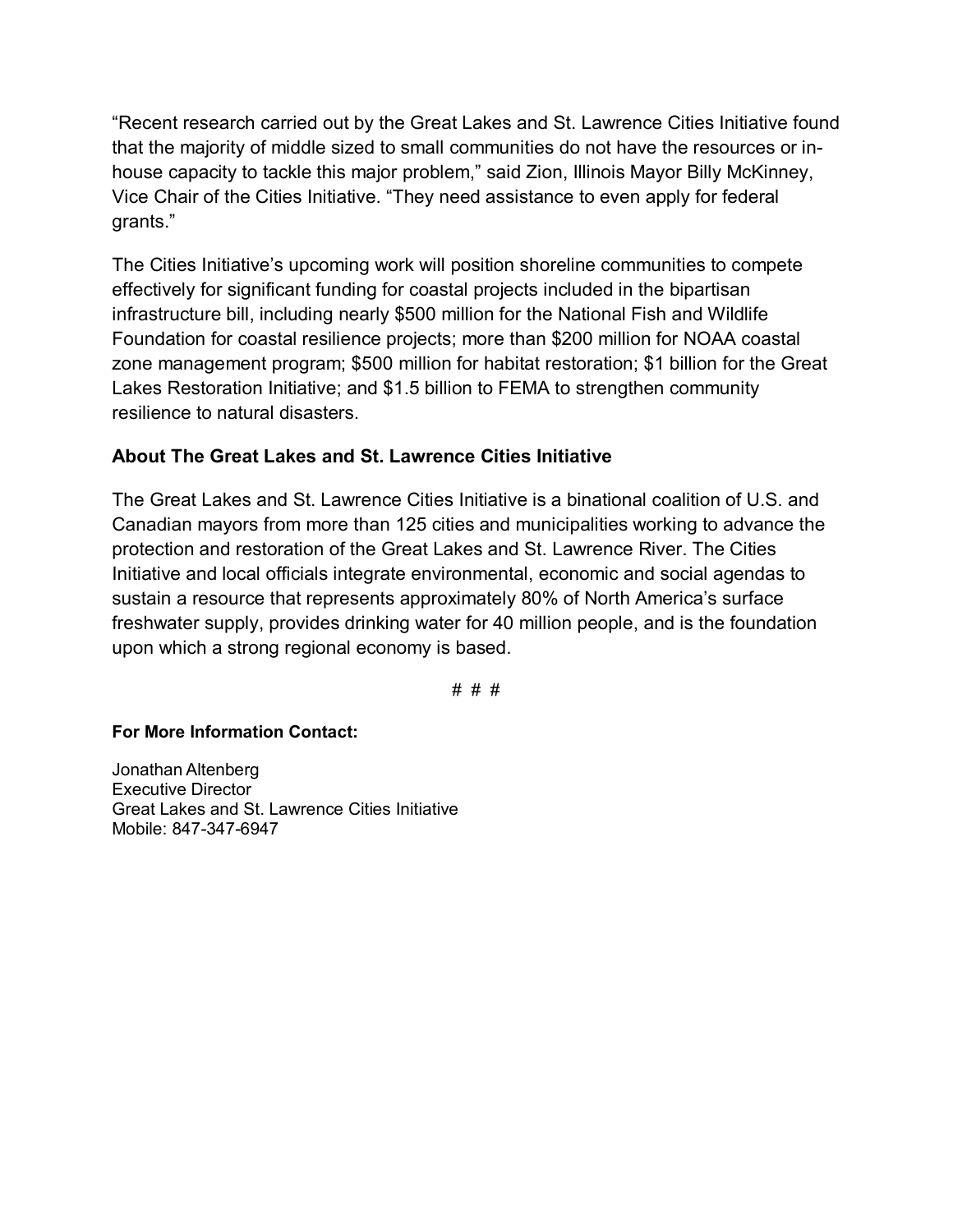"Recent research carried out by the Great Lakes and St. Lawrence Cities Initiative found that the majority of middle sized to small communities do not have the resources or in-house capacity to tackle this major problem," said Zion, Illinois Mayor Billy McKinney, Vice Chair of the Cities Initiative. "They need assistance to even apply for federal grants."

The Cities Initiative's upcoming work will position shoreline communities to compete effectively for significant funding for coastal projects included in the bipartisan infrastructure bill, including nearly $500 million for the National Fish and Wildlife Foundation for coastal resilience projects; more than $200 million for NOAA coastal zone management program; $500 million for habitat restoration; $1 billion for the Great Lakes Restoration Initiative; and $1.5 billion to FEMA to strengthen community resilience to natural disasters.

### About The Great Lakes and St. Lawrence Cities Initiative

The Great Lakes and St. Lawrence Cities Initiative is a binational coalition of U.S. and Canadian mayors from more than 125 cities and municipalities working to advance the protection and restoration of the Great Lakes and St. Lawrence River. The Cities Initiative and local officials integrate environmental, economic and social agendas to sustain a resource that represents approximately 80% of North America's surface freshwater supply, provides drinking water for 40 million people, and is the foundation upon which a strong regional economy is based.

# # #

**For More Information Contact:**

Jonathan Altenberg
Executive Director
Great Lakes and St. Lawrence Cities Initiative
Mobile: 847-347-6947